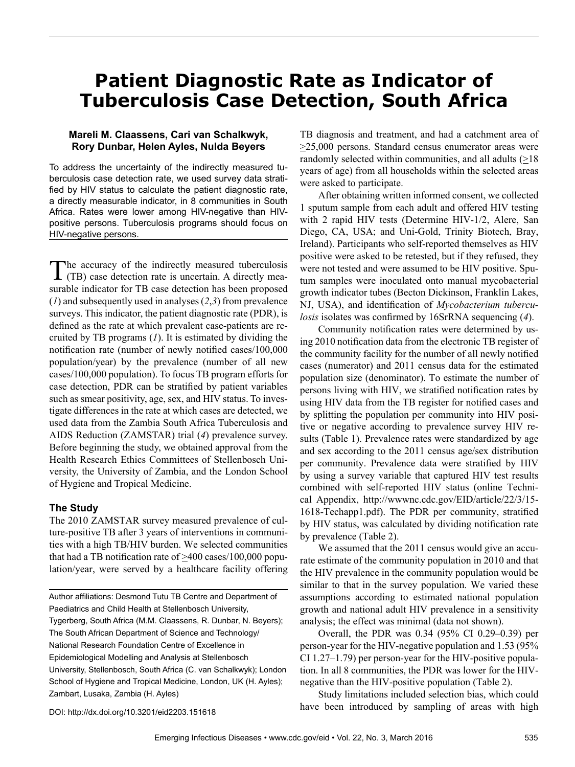# Patient Diagnostic Rate as Indicator of Tuberculosis Case Detection, South Africa

**Mareli M. Claassens, Cari van Schalkwyk, Rory Dunbar, Helen Ayles, Nulda Beyers**

To address the uncertainty of the indirectly measured tuberculosis case detection rate, we used survey data stratified by HIV status to calculate the patient diagnostic rate, a directly measurable indicator, in 8 communities in South Africa. Rates were lower among HIV-negative than HIV-positive persons. Tuberculosis programs should focus on HIV-negative persons.

The accuracy of the indirectly measured tuberculosis (TB) case detection rate is uncertain. A directly measurable indicator for TB case detection has been proposed (*1*) and subsequently used in analyses (*2*,*3*) from prevalence surveys. This indicator, the patient diagnostic rate (PDR), is defined as the rate at which prevalent case-patients are recruited by TB programs (*1*). It is estimated by dividing the notification rate (number of newly notified cases/100,000 population/year) by the prevalence (number of all new cases/100,000 population). To focus TB program efforts for case detection, PDR can be stratified by patient variables such as smear positivity, age, sex, and HIV status. To investigate differences in the rate at which cases are detected, we used data from the Zambia South Africa Tuberculosis and AIDS Reduction (ZAMSTAR) trial (*4*) prevalence survey. Before beginning the study, we obtained approval from the Health Research Ethics Committees of Stellenbosch University, the University of Zambia, and the London School of Hygiene and Tropical Medicine.

## The Study

The 2010 ZAMSTAR survey measured prevalence of culture-positive TB after 3 years of interventions in communities with a high TB/HIV burden. We selected communities that had a TB notification rate of ≥400 cases/100,000 population/year, were served by a healthcare facility offering TB diagnosis and treatment, and had a catchment area of ≥25,000 persons. Standard census enumerator areas were randomly selected within communities, and all adults (≥18 years of age) from all households within the selected areas were asked to participate.

After obtaining written informed consent, we collected 1 sputum sample from each adult and offered HIV testing with 2 rapid HIV tests (Determine HIV-1/2, Alere, San Diego, CA, USA; and Uni-Gold, Trinity Biotech, Bray, Ireland). Participants who self-reported themselves as HIV positive were asked to be retested, but if they refused, they were not tested and were assumed to be HIV positive. Sputum samples were inoculated onto manual mycobacterial growth indicator tubes (Becton Dickinson, Franklin Lakes, NJ, USA), and identification of *Mycobacterium tuberculosis* isolates was confirmed by 16SrRNA sequencing (*4*).

Community notification rates were determined by using 2010 notification data from the electronic TB register of the community facility for the number of all newly notified cases (numerator) and 2011 census data for the estimated population size (denominator). To estimate the number of persons living with HIV, we stratified notification rates by using HIV data from the TB register for notified cases and by splitting the population per community into HIV positive or negative according to prevalence survey HIV results (Table 1). Prevalence rates were standardized by age and sex according to the 2011 census age/sex distribution per community. Prevalence data were stratified by HIV by using a survey variable that captured HIV test results combined with self-reported HIV status (online Technical Appendix, http://wwwnc.cdc.gov/EID/article/22/3/15-1618-Techapp1.pdf). The PDR per community, stratified by HIV status, was calculated by dividing notification rate by prevalence (Table 2).

We assumed that the 2011 census would give an accurate estimate of the community population in 2010 and that the HIV prevalence in the community population would be similar to that in the survey population. We varied these assumptions according to estimated national population growth and national adult HIV prevalence in a sensitivity analysis; the effect was minimal (data not shown).

Overall, the PDR was 0.34 (95% CI 0.29–0.39) per person-year for the HIV-negative population and 1.53 (95% CI 1.27–1.79) per person-year for the HIV-positive population. In all 8 communities, the PDR was lower for the HIV-negative than the HIV-positive population (Table 2).

Study limitations included selection bias, which could have been introduced by sampling of areas with high

Author affiliations: Desmond Tutu TB Centre and Department of Paediatrics and Child Health at Stellenbosch University, Tygerberg, South Africa (M.M. Claassens, R. Dunbar, N. Beyers); The South African Department of Science and Technology/National Research Foundation Centre of Excellence in Epidemiological Modelling and Analysis at Stellenbosch University, Stellenbosch, South Africa (C. van Schalkwyk); London School of Hygiene and Tropical Medicine, London, UK (H. Ayles); Zambart, Lusaka, Zambia (H. Ayles)

DOI: http://dx.doi.org/10.3201/eid2203.151618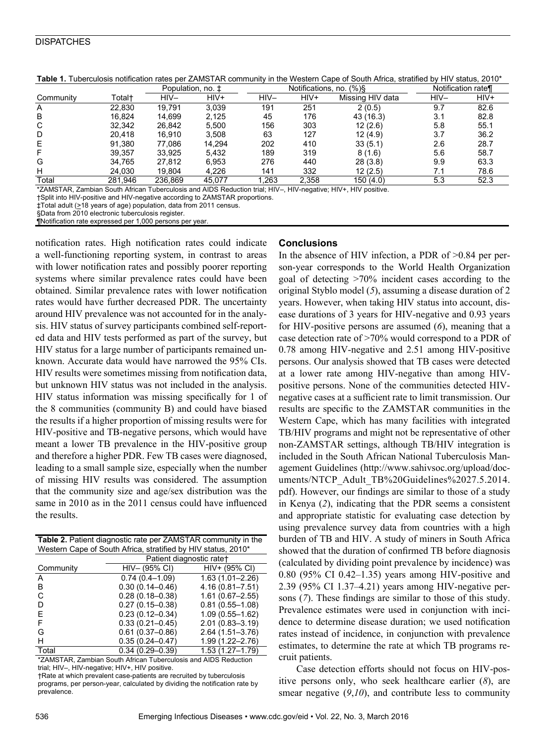**Table 1.** Tuberculosis notification rates per ZAMSTAR community in the Western Cape of South Africa, stratified by HIV status, 2010*

| Community | Total† | Population, no. ‡ | | Notifications, no. (%)§ | | | Notification rate¶ | |
|---|---|---|---|---|---|---|---|---|
| | | HIV– | HIV+ | HIV– | HIV+ | Missing HIV data | HIV– | HIV+ |
| A | 22,830 | 19,791 | 3,039 | 191 | 251 | 2 (0.5) | 9.7 | 82.6 |
| B | 16,824 | 14,699 | 2,125 | 45 | 176 | 43 (16.3) | 3.1 | 82.8 |
| C | 32,342 | 26,842 | 5,500 | 156 | 303 | 12 (2.6) | 5.8 | 55.1 |
| D | 20,418 | 16,910 | 3,508 | 63 | 127 | 12 (4.9) | 3.7 | 36.2 |
| E | 91,380 | 77,086 | 14,294 | 202 | 410 | 33 (5.1) | 2.6 | 28.7 |
| F | 39,357 | 33,925 | 5,432 | 189 | 319 | 8 (1.6) | 5.6 | 58.7 |
| G | 34,765 | 27,812 | 6,953 | 276 | 440 | 28 (3.8) | 9.9 | 63.3 |
| H | 24,030 | 19,804 | 4,226 | 141 | 332 | 12 (2.5) | 7.1 | 78.6 |
| Total | 281,946 | 236,869 | 45,077 | 1,263 | 2,358 | 150 (4.0) | 5.3 | 52.3 |

*ZAMSTAR, Zambian South African Tuberculosis and AIDS Reduction trial; HIV–, HIV-negative; HIV+, HIV positive.
†Split into HIV-positive and HIV-negative according to ZAMSTAR proportions.
‡Total adult (≥18 years of age) population, data from 2011 census.
§Data from 2010 electronic tuberculosis register.
¶Notification rate expressed per 1,000 persons per year.

notification rates. High notification rates could indicate a well-functioning reporting system, in contrast to areas with lower notification rates and possibly poorer reporting systems where similar prevalence rates could have been obtained. Similar prevalence rates with lower notification rates would have further decreased PDR. The uncertainty around HIV prevalence was not accounted for in the analysis. HIV status of survey participants combined self-reported data and HIV tests performed as part of the survey, but HIV status for a large number of participants remained unknown. Accurate data would have narrowed the 95% CIs. HIV results were sometimes missing from notification data, but unknown HIV status was not included in the analysis. HIV status information was missing specifically for 1 of the 8 communities (community B) and could have biased the results if a higher proportion of missing results were for HIV-positive and TB-negative persons, which would have meant a lower TB prevalence in the HIV-positive group and therefore a higher PDR. Few TB cases were diagnosed, leading to a small sample size, especially when the number of missing HIV results was considered. The assumption that the community size and age/sex distribution was the same in 2010 as in the 2011 census could have influenced the results.

**Table 2.** Patient diagnostic rate per ZAMSTAR community in the Western Cape of South Africa, stratified by HIV status, 2010*

| Community | Patient diagnostic rate† | |
|---|---|---|
| | HIV– (95% CI) | HIV+ (95% CI) |
| A | 0.74 (0.4–1.09) | 1.63 (1.01–2.26) |
| B | 0.30 (0.14–0.46) | 4.16 (0.81–7.51) |
| C | 0.28 (0.18–0.38) | 1.61 (0.67–2.55) |
| D | 0.27 (0.15–0.38) | 0.81 (0.55–1.08) |
| E | 0.23 (0.12–0.34) | 1.09 (0.55–1.62) |
| F | 0.33 (0.21–0.45) | 2.01 (0.83–3.19) |
| G | 0.61 (0.37–0.86) | 2.64 (1.51–3.76) |
| H | 0.35 (0.24–0.47) | 1.99 (1.22–2.76) |
| Total | 0.34 (0.29–0.39) | 1.53 (1.27–1.79) |

*ZAMSTAR, Zambian South African Tuberculosis and AIDS Reduction trial; HIV–, HIV-negative; HIV+, HIV positive.
†Rate at which prevalent case-patients are recruited by tuberculosis programs, per person-year, calculated by dividing the notification rate by prevalence.

## Conclusions

In the absence of HIV infection, a PDR of >0.84 per person-year corresponds to the World Health Organization goal of detecting >70% incident cases according to the original Styblo model (*5*), assuming a disease duration of 2 years. However, when taking HIV status into account, disease durations of 3 years for HIV-negative and 0.93 years for HIV-positive persons are assumed (*6*), meaning that a case detection rate of >70% would correspond to a PDR of 0.78 among HIV-negative and 2.51 among HIV-positive persons. Our analysis showed that TB cases were detected at a lower rate among HIV-negative than among HIV-positive persons. None of the communities detected HIV-negative cases at a sufficient rate to limit transmission. Our results are specific to the ZAMSTAR communities in the Western Cape, which has many facilities with integrated TB/HIV programs and might not be representative of other non-ZAMSTAR settings, although TB/HIV integration is included in the South African National Tuberculosis Management Guidelines (http://www.sahivsoc.org/upload/documents/NTCP_Adult_TB%20Guidelines%2027.5.2014.pdf). However, our findings are similar to those of a study in Kenya (*2*), indicating that the PDR seems a consistent and appropriate statistic for evaluating case detection by using prevalence survey data from countries with a high burden of TB and HIV. A study of miners in South Africa showed that the duration of confirmed TB before diagnosis (calculated by dividing point prevalence by incidence) was 0.80 (95% CI 0.42–1.35) years among HIV-positive and 2.39 (95% CI 1.37–4.21) years among HIV-negative persons (*7*). These findings are similar to those of this study. Prevalence estimates were used in conjunction with incidence to determine disease duration; we used notification rates instead of incidence, in conjunction with prevalence estimates, to determine the rate at which TB programs recruit patients.

Case detection efforts should not focus on HIV-positive persons only, who seek healthcare earlier (*8*), are smear negative (*9*,*10*), and contribute less to community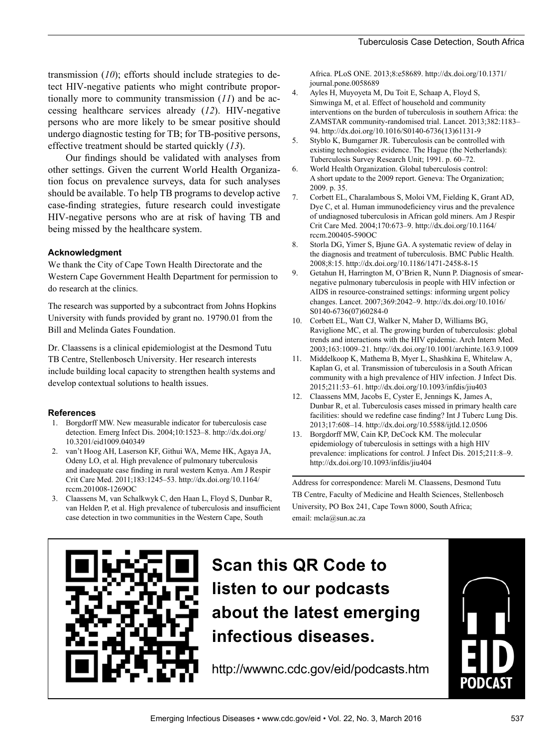transmission (*10*); efforts should include strategies to detect HIV-negative patients who might contribute proportionally more to community transmission (*11*) and be accessing healthcare services already (*12*). HIV-negative persons who are more likely to be smear positive should undergo diagnostic testing for TB; for TB-positive persons, effective treatment should be started quickly (*13*).

Our findings should be validated with analyses from other settings. Given the current World Health Organization focus on prevalence surveys, data for such analyses should be available. To help TB programs to develop active case-finding strategies, future research could investigate HIV-negative persons who are at risk of having TB and being missed by the healthcare system.

### Acknowledgment

We thank the City of Cape Town Health Directorate and the Western Cape Government Health Department for permission to do research at the clinics.

The research was supported by a subcontract from Johns Hopkins University with funds provided by grant no. 19790.01 from the Bill and Melinda Gates Foundation.

Dr. Claassens is a clinical epidemiologist at the Desmond Tutu TB Centre, Stellenbosch University. Her research interests include building local capacity to strengthen health systems and develop contextual solutions to health issues.

### References

1. Borgdorff MW. New measurable indicator for tuberculosis case detection. Emerg Infect Dis. 2004;10:1523–8. http://dx.doi.org/10.3201/eid1009.040349
2. van't Hoog AH, Laserson KF, Githui WA, Meme HK, Agaya JA, Odeny LO, et al. High prevalence of pulmonary tuberculosis and inadequate case finding in rural western Kenya. Am J Respir Crit Care Med. 2011;183:1245–53. http://dx.doi.org/10.1164/rccm.201008-1269OC
3. Claassens M, van Schalkwyk C, den Haan L, Floyd S, Dunbar R, van Helden P, et al. High prevalence of tuberculosis and insufficient case detection in two communities in the Western Cape, South Africa. PLoS ONE. 2013;8:e58689. http://dx.doi.org/10.1371/journal.pone.0058689
4. Ayles H, Muyoyeta M, Du Toit E, Schaap A, Floyd S, Simwinga M, et al. Effect of household and community interventions on the burden of tuberculosis in southern Africa: the ZAMSTAR community-randomised trial. Lancet. 2013;382:1183–94. http://dx.doi.org/10.1016/S0140-6736(13)61131-9
5. Styblo K, Bumgarner JR. Tuberculosis can be controlled with existing technologies: evidence. The Hague (the Netherlands): Tuberculosis Survey Research Unit; 1991. p. 60–72.
6. World Health Organization. Global tuberculosis control: A short update to the 2009 report. Geneva: The Organization; 2009. p. 35.
7. Corbett EL, Charalambous S, Moloi VM, Fielding K, Grant AD, Dye C, et al. Human immunodeficiency virus and the prevalence of undiagnosed tuberculosis in African gold miners. Am J Respir Crit Care Med. 2004;170:673–9. http://dx.doi.org/10.1164/rccm.200405-590OC
8. Storla DG, Yimer S, Bjune GA. A systematic review of delay in the diagnosis and treatment of tuberculosis. BMC Public Health. 2008;8:15. http://dx.doi.org/10.1186/1471-2458-8-15
9. Getahun H, Harrington M, O'Brien R, Nunn P. Diagnosis of smear-negative pulmonary tuberculosis in people with HIV infection or AIDS in resource-constrained settings: informing urgent policy changes. Lancet. 2007;369:2042–9. http://dx.doi.org/10.1016/S0140-6736(07)60284-0
10. Corbett EL, Watt CJ, Walker N, Maher D, Williams BG, Raviglione MC, et al. The growing burden of tuberculosis: global trends and interactions with the HIV epidemic. Arch Intern Med. 2003;163:1009–21. http://dx.doi.org/10.1001/archinte.163.9.1009
11. Middelkoop K, Mathema B, Myer L, Shashkina E, Whitelaw A, Kaplan G, et al. Transmission of tuberculosis in a South African community with a high prevalence of HIV infection. J Infect Dis. 2015;211:53–61. http://dx.doi.org/10.1093/infdis/jiu403
12. Claassens MM, Jacobs E, Cyster E, Jennings K, James A, Dunbar R, et al. Tuberculosis cases missed in primary health care facilities: should we redefine case finding? Int J Tuberc Lung Dis. 2013;17:608–14. http://dx.doi.org/10.5588/ijtld.12.0506
13. Borgdorff MW, Cain KP, DeCock KM. The molecular epidemiology of tuberculosis in settings with a high HIV prevalence: implications for control. J Infect Dis. 2015;211:8–9. http://dx.doi.org/10.1093/infdis/jiu404

Address for correspondence: Mareli M. Claassens, Desmond Tutu TB Centre, Faculty of Medicine and Health Sciences, Stellenbosch University, PO Box 241, Cape Town 8000, South Africa; email: mcla@sun.ac.za

**Scan this QR Code to listen to our podcasts about the latest emerging infectious diseases.**

http://wwwnc.cdc.gov/eid/podcasts.htm

EID PODCAST